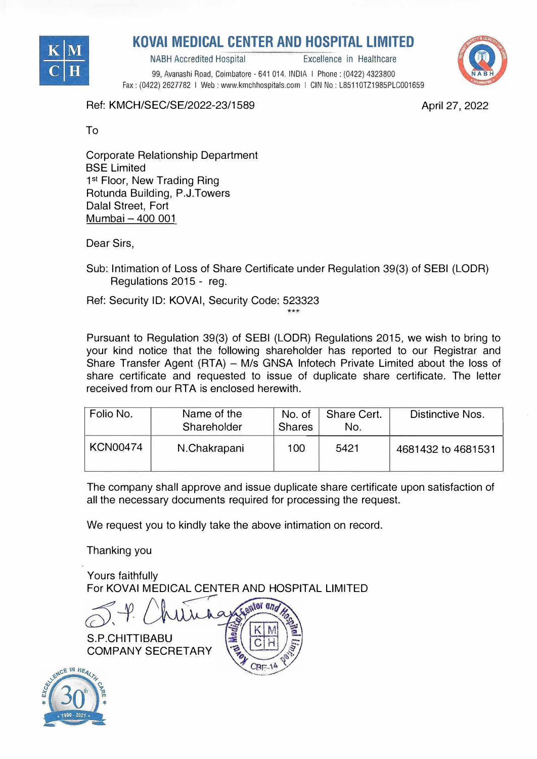# KOVAI MEDICAL CENTER AND HOSPITAL LIMITED

NABH Accredited Hospital — Excellence in Healthcare

99, Avanashi Road, Coimbatore - 641 014. INDIA | Phone : (0422) 4323800
Fax : (0422) 2627782 | Web : www.kmchhospitals.com | CIN No.: L85110TZ1985PLC001659

Ref: KMCH/SEC/SE/2022-23/1589

April 27, 2022

To

Corporate Relationship Department
BSE Limited
1st Floor, New Trading Ring
Rotunda Building, P.J.Towers
Dalal Street, Fort
Mumbai – 400 001

Dear Sirs,

Sub: Intimation of Loss of Share Certificate under Regulation 39(3) of SEBI (LODR) Regulations 2015 - reg.

Ref: Security ID: KOVAI, Security Code: 523323

***

Pursuant to Regulation 39(3) of SEBI (LODR) Regulations 2015, we wish to bring to your kind notice that the following shareholder has reported to our Registrar and Share Transfer Agent (RTA) – M/s GNSA Infotech Private Limited about the loss of share certificate and requested to issue of duplicate share certificate. The letter received from our RTA is enclosed herewith.

| Folio No. | Name of the Shareholder | No. of Shares | Share Cert. No. | Distinctive Nos. |
|---|---|---|---|---|
| KCN00474 | N.Chakrapani | 100 | 5421 | 4681432 to 4681531 |

The company shall approve and issue duplicate share certificate upon satisfaction of all the necessary documents required for processing the request.

We request you to kindly take the above intimation on record.

Thanking you

Yours faithfully
For KOVAI MEDICAL CENTER AND HOSPITAL LIMITED

S.P.CHITTIBABU
COMPANY SECRETARY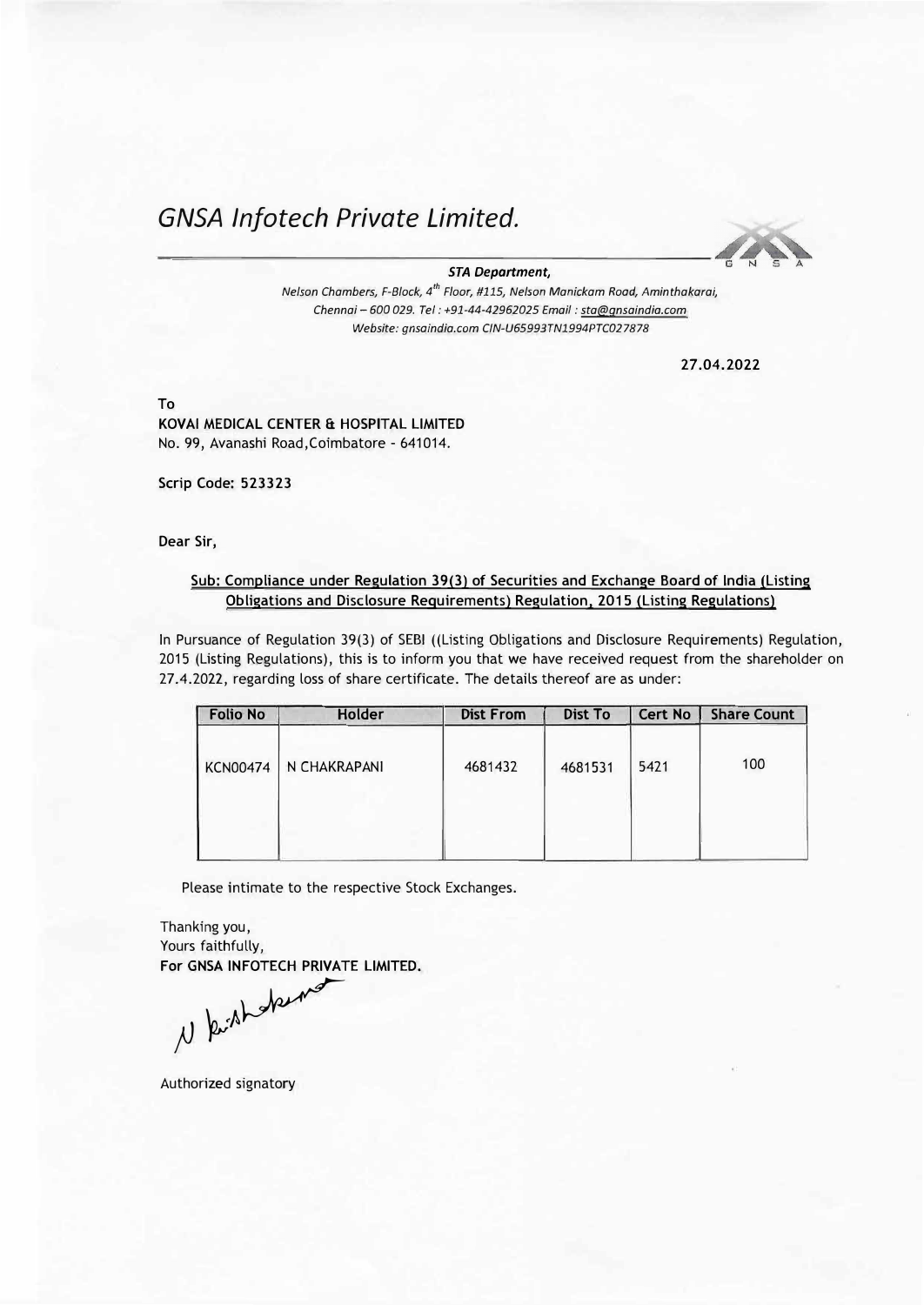# GNSA Infotech Private Limited.

***STA Department,***

*Nelson Chambers, F-Block, 4th Floor, #115, Nelson Manickam Road, Aminthakarai, Chennai – 600 029. Tel : +91-44-42962025 Email : sta@gnsaindia.com*
*Website: gnsaindia.com CIN-U65993TN1994PTC027878*

**27.04.2022**

**To**
**KOVAI MEDICAL CENTER & HOSPITAL LIMITED**
No. 99, Avanashi Road,Coimbatore - 641014.

**Scrip Code: 523323**

**Dear Sir,**

**Sub: Compliance under Regulation 39(3) of Securities and Exchange Board of India (Listing Obligations and Disclosure Requirements) Regulation, 2015 (Listing Regulations)**

In Pursuance of Regulation 39(3) of SEBI ((Listing Obligations and Disclosure Requirements) Regulation, 2015 (Listing Regulations), this is to inform you that we have received request from the shareholder on 27.4.2022, regarding loss of share certificate. The details thereof are as under:

| Folio No | Holder | Dist From | Dist To | Cert No | Share Count |
|---|---|---|---|---|---|
| KCN00474 | N CHAKRAPANI | 4681432 | 4681531 | 5421 | 100 |

Please intimate to the respective Stock Exchanges.

Thanking you,
Yours faithfully,
**For GNSA INFOTECH PRIVATE LIMITED.**

N Krishnakumar

Authorized signatory